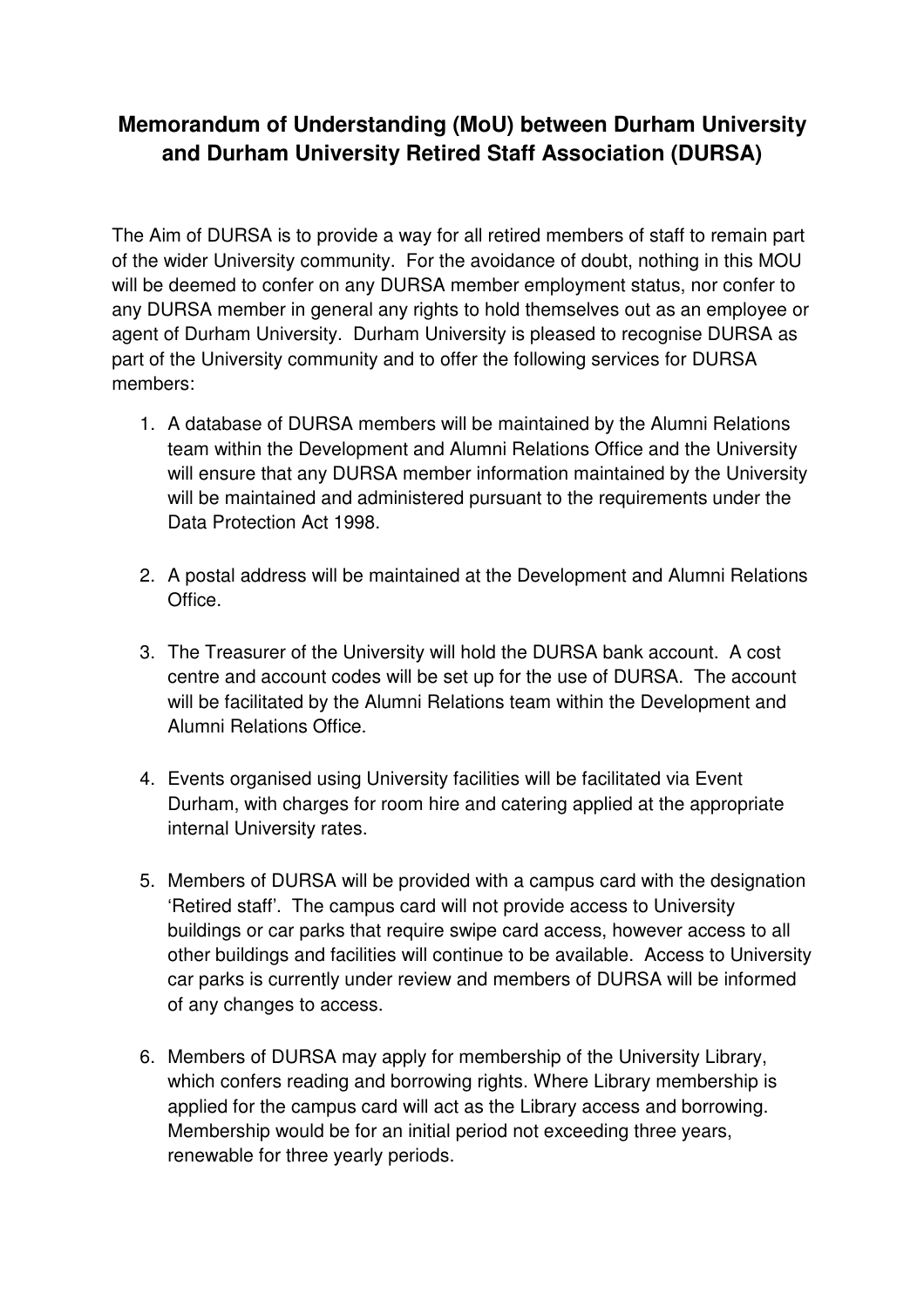# Memorandum of Understanding (MoU) between Durham University and Durham University Retired Staff Association (DURSA)

The Aim of DURSA is to provide a way for all retired members of staff to remain part of the wider University community. For the avoidance of doubt, nothing in this MOU will be deemed to confer on any DURSA member employment status, nor confer to any DURSA member in general any rights to hold themselves out as an employee or agent of Durham University. Durham University is pleased to recognise DURSA as part of the University community and to offer the following services for DURSA members:

1. A database of DURSA members will be maintained by the Alumni Relations team within the Development and Alumni Relations Office and the University will ensure that any DURSA member information maintained by the University will be maintained and administered pursuant to the requirements under the Data Protection Act 1998.

2. A postal address will be maintained at the Development and Alumni Relations Office.

3. The Treasurer of the University will hold the DURSA bank account. A cost centre and account codes will be set up for the use of DURSA. The account will be facilitated by the Alumni Relations team within the Development and Alumni Relations Office.

4. Events organised using University facilities will be facilitated via Event Durham, with charges for room hire and catering applied at the appropriate internal University rates.

5. Members of DURSA will be provided with a campus card with the designation 'Retired staff'. The campus card will not provide access to University buildings or car parks that require swipe card access, however access to all other buildings and facilities will continue to be available. Access to University car parks is currently under review and members of DURSA will be informed of any changes to access.

6. Members of DURSA may apply for membership of the University Library, which confers reading and borrowing rights. Where Library membership is applied for the campus card will act as the Library access and borrowing. Membership would be for an initial period not exceeding three years, renewable for three yearly periods.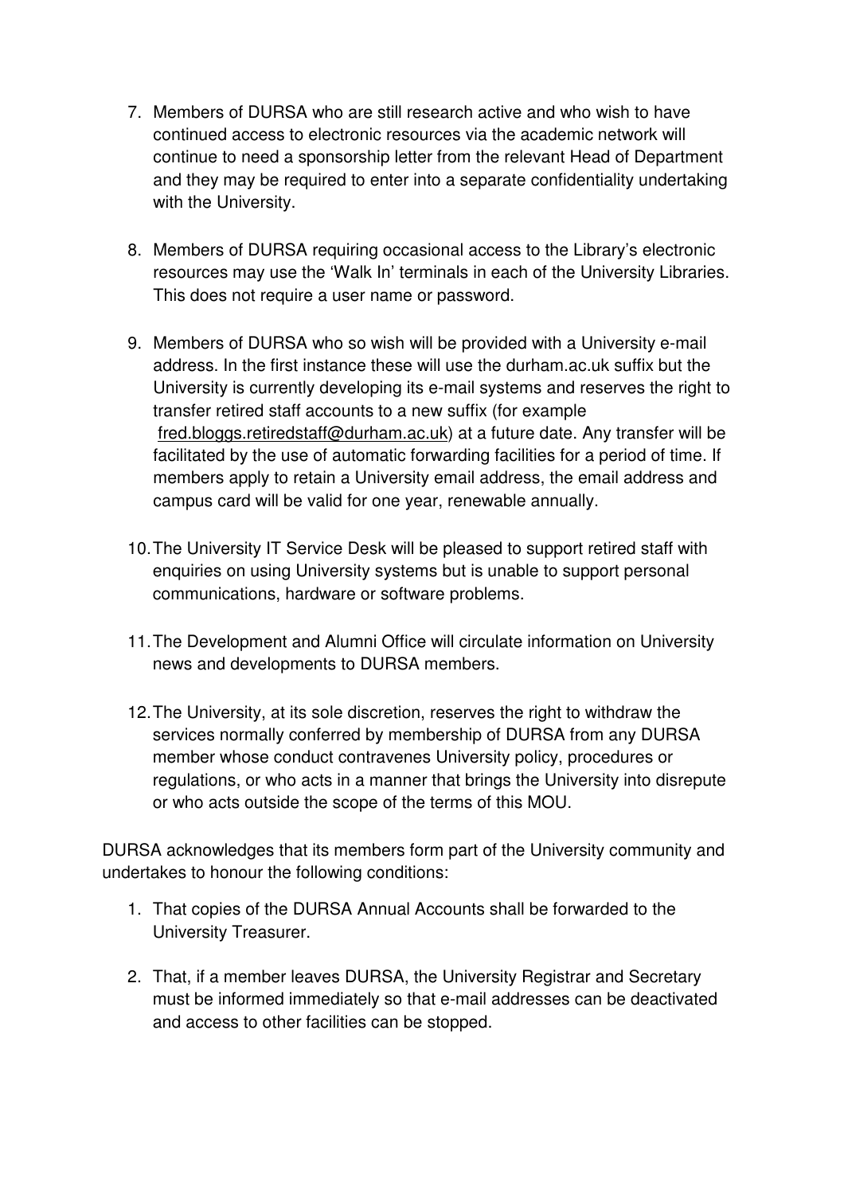7. Members of DURSA who are still research active and who wish to have continued access to electronic resources via the academic network will continue to need a sponsorship letter from the relevant Head of Department and they may be required to enter into a separate confidentiality undertaking with the University.

8. Members of DURSA requiring occasional access to the Library's electronic resources may use the 'Walk In' terminals in each of the University Libraries. This does not require a user name or password.

9. Members of DURSA who so wish will be provided with a University e-mail address. In the first instance these will use the durham.ac.uk suffix but the University is currently developing its e-mail systems and reserves the right to transfer retired staff accounts to a new suffix (for example fred.bloggs.retiredstaff@durham.ac.uk) at a future date. Any transfer will be facilitated by the use of automatic forwarding facilities for a period of time. If members apply to retain a University email address, the email address and campus card will be valid for one year, renewable annually.

10. The University IT Service Desk will be pleased to support retired staff with enquiries on using University systems but is unable to support personal communications, hardware or software problems.

11. The Development and Alumni Office will circulate information on University news and developments to DURSA members.

12. The University, at its sole discretion, reserves the right to withdraw the services normally conferred by membership of DURSA from any DURSA member whose conduct contravenes University policy, procedures or regulations, or who acts in a manner that brings the University into disrepute or who acts outside the scope of the terms of this MOU.

DURSA acknowledges that its members form part of the University community and undertakes to honour the following conditions:

1. That copies of the DURSA Annual Accounts shall be forwarded to the University Treasurer.

2. That, if a member leaves DURSA, the University Registrar and Secretary must be informed immediately so that e-mail addresses can be deactivated and access to other facilities can be stopped.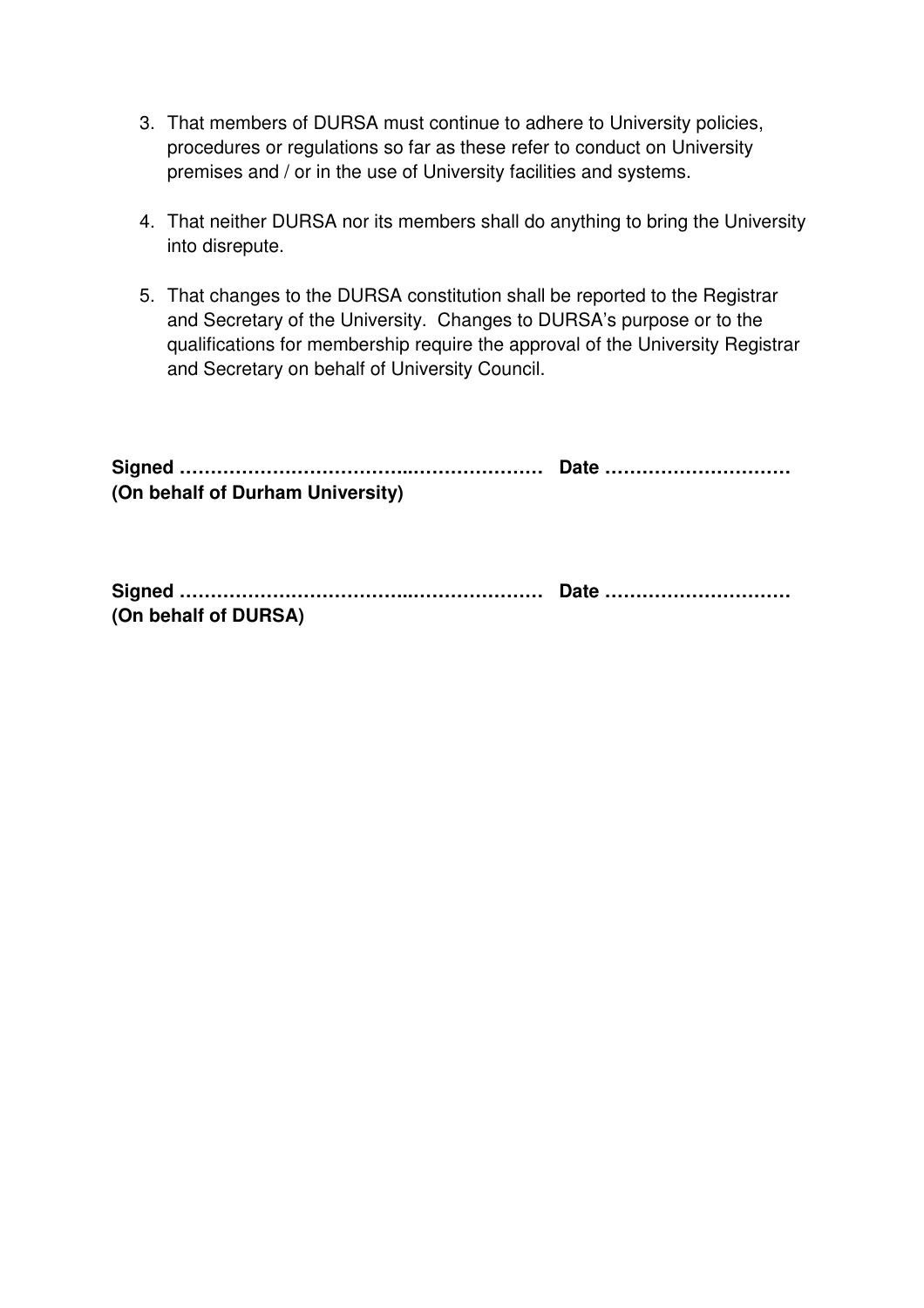3. That members of DURSA must continue to adhere to University policies, procedures or regulations so far as these refer to conduct on University premises and / or in the use of University facilities and systems.

4. That neither DURSA nor its members shall do anything to bring the University into disrepute.

5. That changes to the DURSA constitution shall be reported to the Registrar and Secretary of the University. Changes to DURSA's purpose or to the qualifications for membership require the approval of the University Registrar and Secretary on behalf of University Council.

**Signed ………………………………..………………… Date …………………………**
**(On behalf of Durham University)**

**Signed ………………………………..………………… Date …………………………**
**(On behalf of DURSA)**